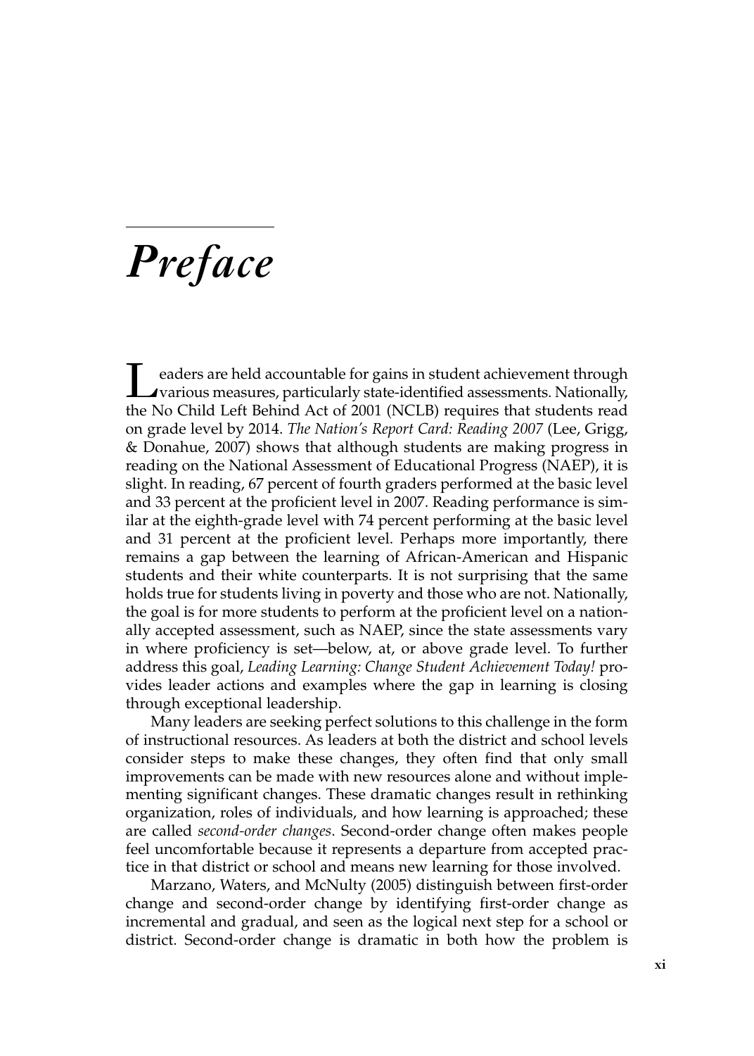# Preface

Leaders are held accountable for gains in student achievement through various measures, particularly state-identified assessments. Nationally, the No Child Left Behind Act of 2001 (NCLB) requires that students read on grade level by 2014. *The Nation's Report Card: Reading 2007* (Lee, Grigg, & Donahue, 2007) shows that although students are making progress in reading on the National Assessment of Educational Progress (NAEP), it is slight. In reading, 67 percent of fourth graders performed at the basic level and 33 percent at the proficient level in 2007. Reading performance is similar at the eighth-grade level with 74 percent performing at the basic level and 31 percent at the proficient level. Perhaps more importantly, there remains a gap between the learning of African-American and Hispanic students and their white counterparts. It is not surprising that the same holds true for students living in poverty and those who are not. Nationally, the goal is for more students to perform at the proficient level on a nationally accepted assessment, such as NAEP, since the state assessments vary in where proficiency is set—below, at, or above grade level. To further address this goal, *Leading Learning: Change Student Achievement Today!* provides leader actions and examples where the gap in learning is closing through exceptional leadership.

Many leaders are seeking perfect solutions to this challenge in the form of instructional resources. As leaders at both the district and school levels consider steps to make these changes, they often find that only small improvements can be made with new resources alone and without implementing significant changes. These dramatic changes result in rethinking organization, roles of individuals, and how learning is approached; these are called *second-order changes*. Second-order change often makes people feel uncomfortable because it represents a departure from accepted practice in that district or school and means new learning for those involved.

Marzano, Waters, and McNulty (2005) distinguish between first-order change and second-order change by identifying first-order change as incremental and gradual, and seen as the logical next step for a school or district. Second-order change is dramatic in both how the problem is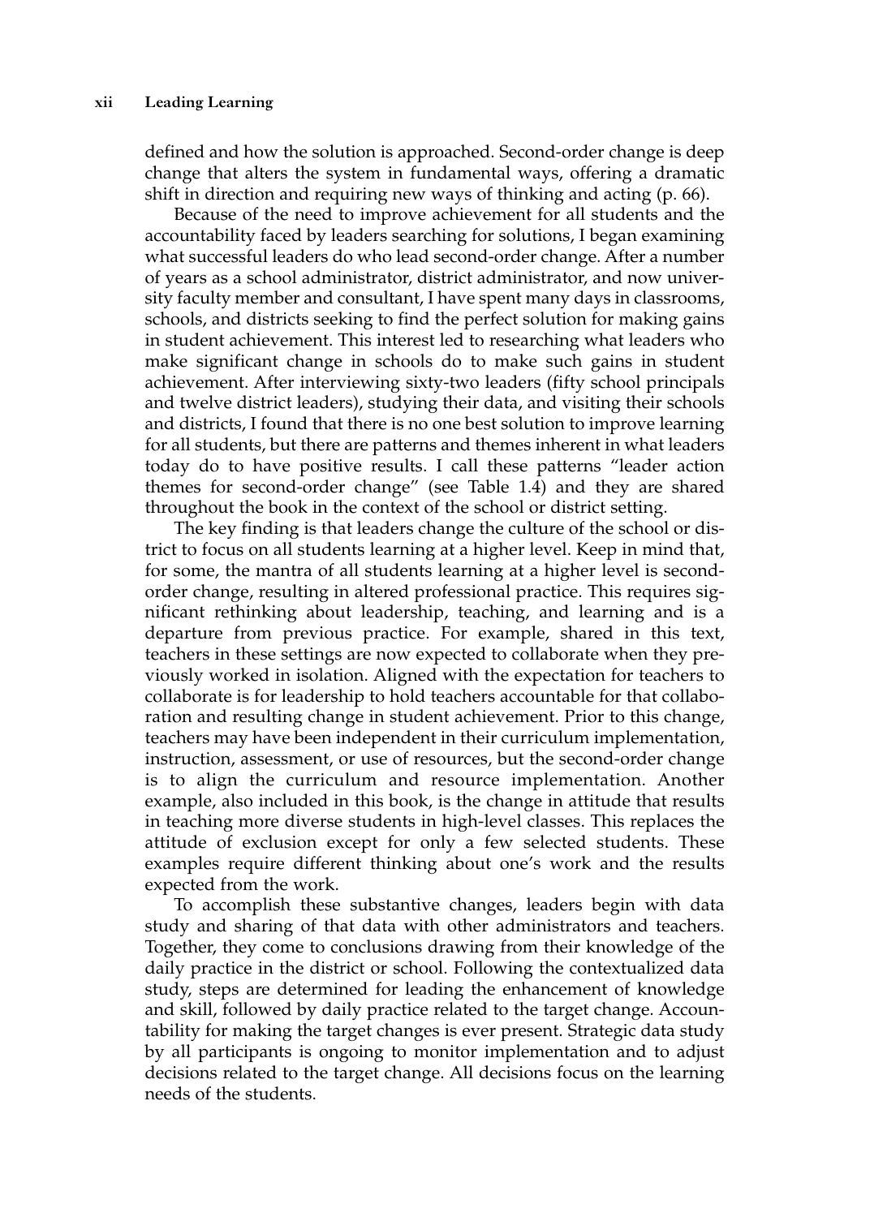defined and how the solution is approached. Second-order change is deep change that alters the system in fundamental ways, offering a dramatic shift in direction and requiring new ways of thinking and acting (p. 66).

Because of the need to improve achievement for all students and the accountability faced by leaders searching for solutions, I began examining what successful leaders do who lead second-order change. After a number of years as a school administrator, district administrator, and now university faculty member and consultant, I have spent many days in classrooms, schools, and districts seeking to find the perfect solution for making gains in student achievement. This interest led to researching what leaders who make significant change in schools do to make such gains in student achievement. After interviewing sixty-two leaders (fifty school principals and twelve district leaders), studying their data, and visiting their schools and districts, I found that there is no one best solution to improve learning for all students, but there are patterns and themes inherent in what leaders today do to have positive results. I call these patterns "leader action themes for second-order change" (see Table 1.4) and they are shared throughout the book in the context of the school or district setting.

The key finding is that leaders change the culture of the school or district to focus on all students learning at a higher level. Keep in mind that, for some, the mantra of all students learning at a higher level is second-order change, resulting in altered professional practice. This requires significant rethinking about leadership, teaching, and learning and is a departure from previous practice. For example, shared in this text, teachers in these settings are now expected to collaborate when they previously worked in isolation. Aligned with the expectation for teachers to collaborate is for leadership to hold teachers accountable for that collaboration and resulting change in student achievement. Prior to this change, teachers may have been independent in their curriculum implementation, instruction, assessment, or use of resources, but the second-order change is to align the curriculum and resource implementation. Another example, also included in this book, is the change in attitude that results in teaching more diverse students in high-level classes. This replaces the attitude of exclusion except for only a few selected students. These examples require different thinking about one's work and the results expected from the work.

To accomplish these substantive changes, leaders begin with data study and sharing of that data with other administrators and teachers. Together, they come to conclusions drawing from their knowledge of the daily practice in the district or school. Following the contextualized data study, steps are determined for leading the enhancement of knowledge and skill, followed by daily practice related to the target change. Accountability for making the target changes is ever present. Strategic data study by all participants is ongoing to monitor implementation and to adjust decisions related to the target change. All decisions focus on the learning needs of the students.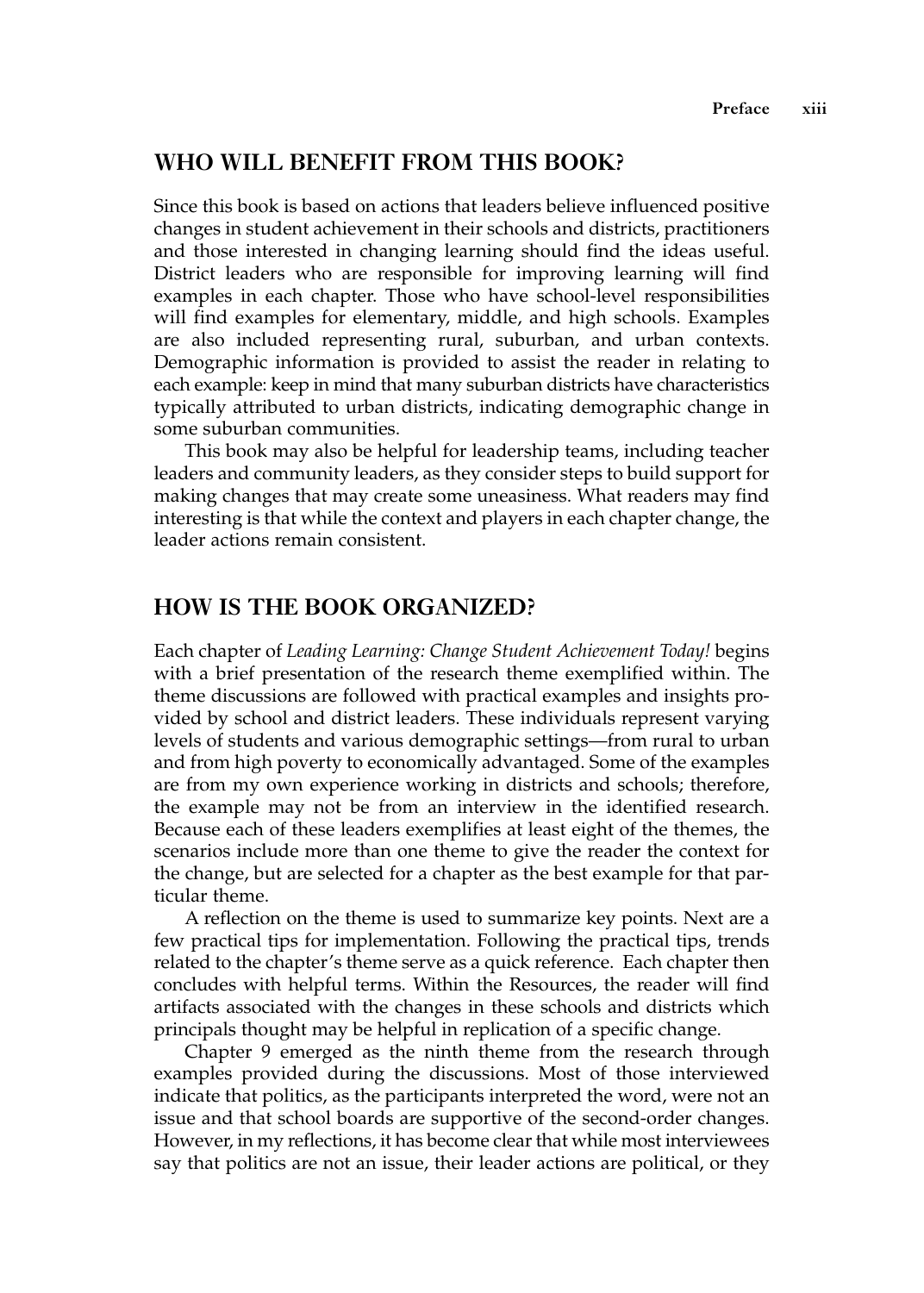## WHO WILL BENEFIT FROM THIS BOOK?

Since this book is based on actions that leaders believe influenced positive changes in student achievement in their schools and districts, practitioners and those interested in changing learning should find the ideas useful. District leaders who are responsible for improving learning will find examples in each chapter. Those who have school-level responsibilities will find examples for elementary, middle, and high schools. Examples are also included representing rural, suburban, and urban contexts. Demographic information is provided to assist the reader in relating to each example: keep in mind that many suburban districts have characteristics typically attributed to urban districts, indicating demographic change in some suburban communities.

This book may also be helpful for leadership teams, including teacher leaders and community leaders, as they consider steps to build support for making changes that may create some uneasiness. What readers may find interesting is that while the context and players in each chapter change, the leader actions remain consistent.

## HOW IS THE BOOK ORGANIZED?

Each chapter of *Leading Learning: Change Student Achievement Today!* begins with a brief presentation of the research theme exemplified within. The theme discussions are followed with practical examples and insights provided by school and district leaders. These individuals represent varying levels of students and various demographic settings—from rural to urban and from high poverty to economically advantaged. Some of the examples are from my own experience working in districts and schools; therefore, the example may not be from an interview in the identified research. Because each of these leaders exemplifies at least eight of the themes, the scenarios include more than one theme to give the reader the context for the change, but are selected for a chapter as the best example for that particular theme.

A reflection on the theme is used to summarize key points. Next are a few practical tips for implementation. Following the practical tips, trends related to the chapter's theme serve as a quick reference. Each chapter then concludes with helpful terms. Within the Resources, the reader will find artifacts associated with the changes in these schools and districts which principals thought may be helpful in replication of a specific change.

Chapter 9 emerged as the ninth theme from the research through examples provided during the discussions. Most of those interviewed indicate that politics, as the participants interpreted the word, were not an issue and that school boards are supportive of the second-order changes. However, in my reflections, it has become clear that while most interviewees say that politics are not an issue, their leader actions are political, or they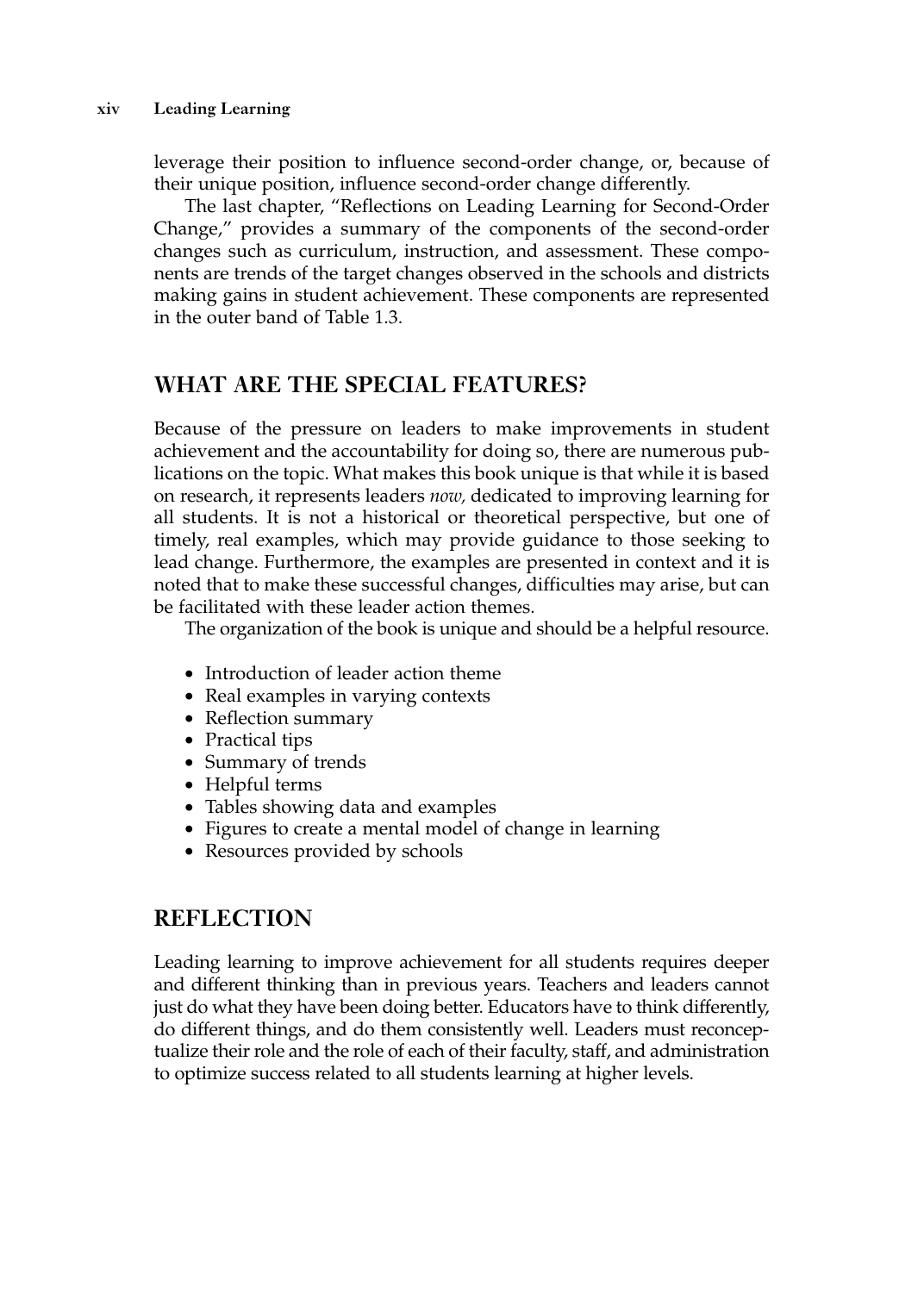leverage their position to influence second-order change, or, because of their unique position, influence second-order change differently.

The last chapter, "Reflections on Leading Learning for Second-Order Change," provides a summary of the components of the second-order changes such as curriculum, instruction, and assessment. These components are trends of the target changes observed in the schools and districts making gains in student achievement. These components are represented in the outer band of Table 1.3.

## WHAT ARE THE SPECIAL FEATURES?

Because of the pressure on leaders to make improvements in student achievement and the accountability for doing so, there are numerous publications on the topic. What makes this book unique is that while it is based on research, it represents leaders *now,* dedicated to improving learning for all students. It is not a historical or theoretical perspective, but one of timely, real examples, which may provide guidance to those seeking to lead change. Furthermore, the examples are presented in context and it is noted that to make these successful changes, difficulties may arise, but can be facilitated with these leader action themes.

The organization of the book is unique and should be a helpful resource.

- Introduction of leader action theme
- Real examples in varying contexts
- Reflection summary
- Practical tips
- Summary of trends
- Helpful terms
- Tables showing data and examples
- Figures to create a mental model of change in learning
- Resources provided by schools

## REFLECTION

Leading learning to improve achievement for all students requires deeper and different thinking than in previous years. Teachers and leaders cannot just do what they have been doing better. Educators have to think differently, do different things, and do them consistently well. Leaders must reconceptualize their role and the role of each of their faculty, staff, and administration to optimize success related to all students learning at higher levels.